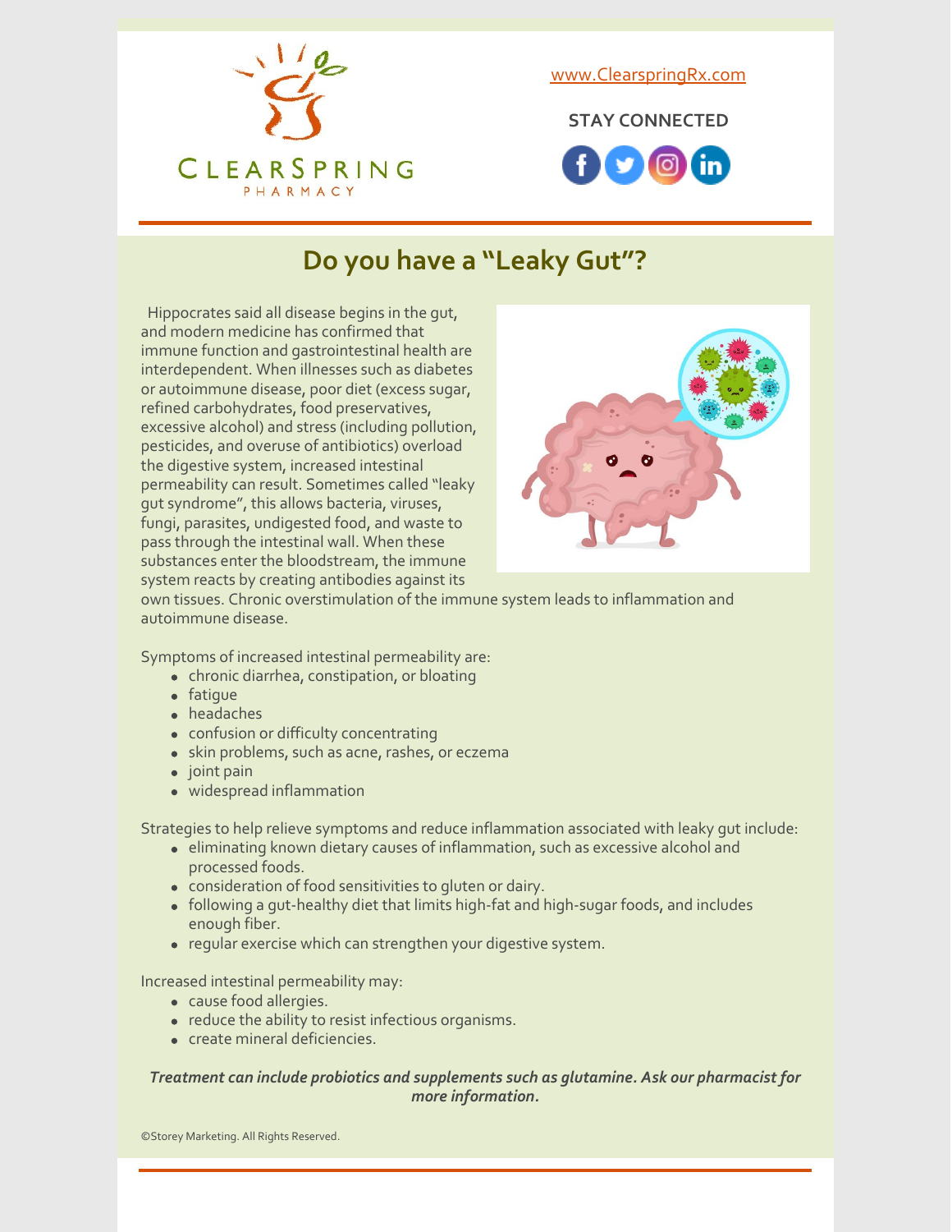www.ClearspringRx.com

STAY CONNECTED

# Do you have a "Leaky Gut"?

Hippocrates said all disease begins in the gut, and modern medicine has confirmed that immune function and gastrointestinal health are interdependent. When illnesses such as diabetes or autoimmune disease, poor diet (excess sugar, refined carbohydrates, food preservatives, excessive alcohol) and stress (including pollution, pesticides, and overuse of antibiotics) overload the digestive system, increased intestinal permeability can result. Sometimes called "leaky gut syndrome", this allows bacteria, viruses, fungi, parasites, undigested food, and waste to pass through the intestinal wall. When these substances enter the bloodstream, the immune system reacts by creating antibodies against its own tissues. Chronic overstimulation of the immune system leads to inflammation and autoimmune disease.

Symptoms of increased intestinal permeability are:

- chronic diarrhea, constipation, or bloating
- fatigue
- headaches
- confusion or difficulty concentrating
- skin problems, such as acne, rashes, or eczema
- joint pain
- widespread inflammation

Strategies to help relieve symptoms and reduce inflammation associated with leaky gut include:

- eliminating known dietary causes of inflammation, such as excessive alcohol and processed foods.
- consideration of food sensitivities to gluten or dairy.
- following a gut-healthy diet that limits high-fat and high-sugar foods, and includes enough fiber.
- regular exercise which can strengthen your digestive system.

Increased intestinal permeability may:

- cause food allergies.
- reduce the ability to resist infectious organisms.
- create mineral deficiencies.

***Treatment can include probiotics and supplements such as glutamine. Ask our pharmacist for more information.***

©Storey Marketing. All Rights Reserved.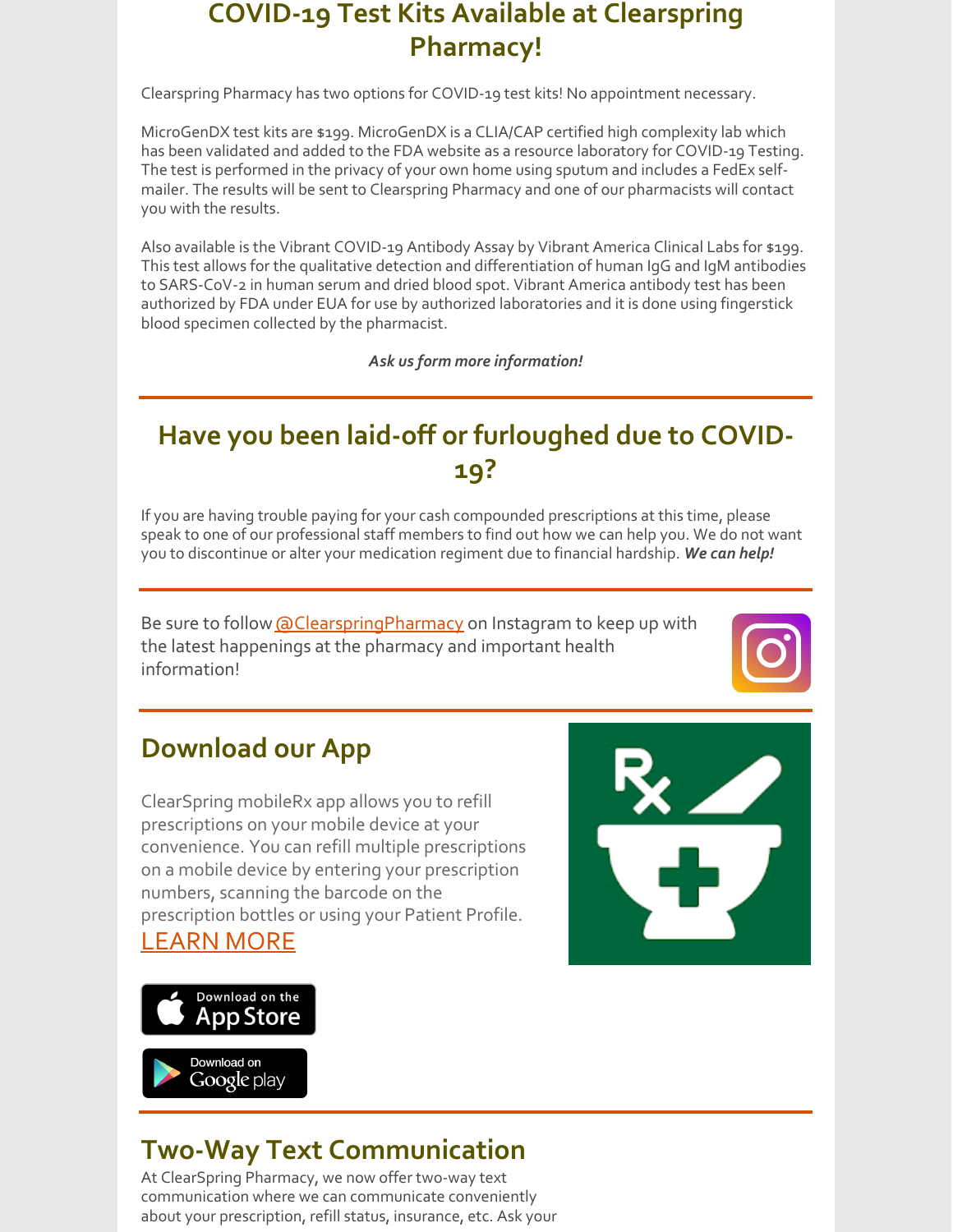## COVID-19 Test Kits Available at Clearspring Pharmacy!

Clearspring Pharmacy has two options for COVID-19 test kits! No appointment necessary.

MicroGenDX test kits are $199. MicroGenDX is a CLIA/CAP certified high complexity lab which has been validated and added to the FDA website as a resource laboratory for COVID-19 Testing. The test is performed in the privacy of your own home using sputum and includes a FedEx self-mailer. The results will be sent to Clearspring Pharmacy and one of our pharmacists will contact you with the results.

Also available is the Vibrant COVID-19 Antibody Assay by Vibrant America Clinical Labs for $199. This test allows for the qualitative detection and differentiation of human IgG and IgM antibodies to SARS-CoV-2 in human serum and dried blood spot. Vibrant America antibody test has been authorized by FDA under EUA for use by authorized laboratories and it is done using fingerstick blood specimen collected by the pharmacist.

***Ask us form more information!***

---

## Have you been laid-off or furloughed due to COVID-19?

If you are having trouble paying for your cash compounded prescriptions at this time, please speak to one of our professional staff members to find out how we can help you. We do not want you to discontinue or alter your medication regiment due to financial hardship. ***We can help!***

---

Be sure to follow @ClearspringPharmacy on Instagram to keep up with the latest happenings at the pharmacy and important health information!

---

## Download our App

ClearSpring mobileRx app allows you to refill prescriptions on your mobile device at your convenience. You can refill multiple prescriptions on a mobile device by entering your prescription numbers, scanning the barcode on the prescription bottles or using your Patient Profile. LEARN MORE

Download on the App Store

Download on Google play

---

## Two-Way Text Communication

At ClearSpring Pharmacy, we now offer two-way text communication where we can communicate conveniently about your prescription, refill status, insurance, etc. Ask your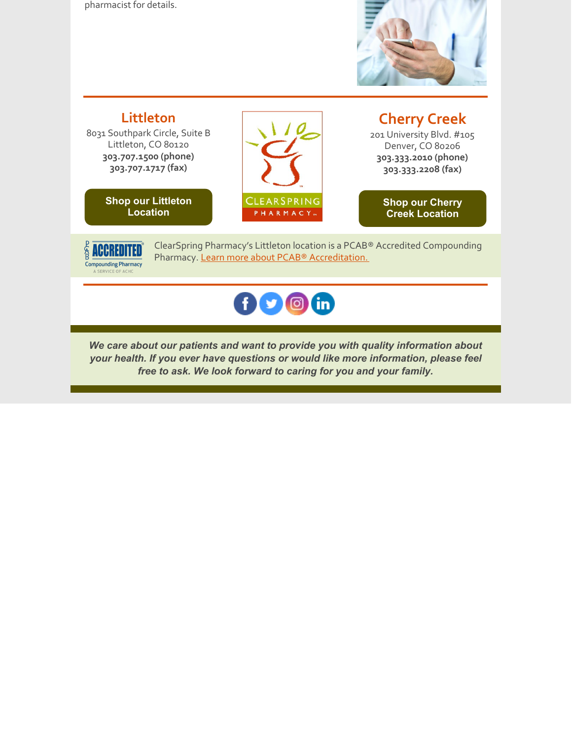pharmacist for details.

## Littleton

8031 Southpark Circle, Suite B
Littleton, CO 80120
**303.707.1500 (phone)**
**303.707.1717 (fax)**

**Shop our Littleton Location**

## Cherry Creek

201 University Blvd. #105
Denver, CO 80206
**303.333.2010 (phone)**
**303.333.2208 (fax)**

**Shop our Cherry Creek Location**

ClearSpring Pharmacy's Littleton location is a PCAB® Accredited Compounding Pharmacy. Learn more about PCAB® Accreditation.

***We care about our patients and want to provide you with quality information about your health. If you ever have questions or would like more information, please feel free to ask. We look forward to caring for you and your family.***